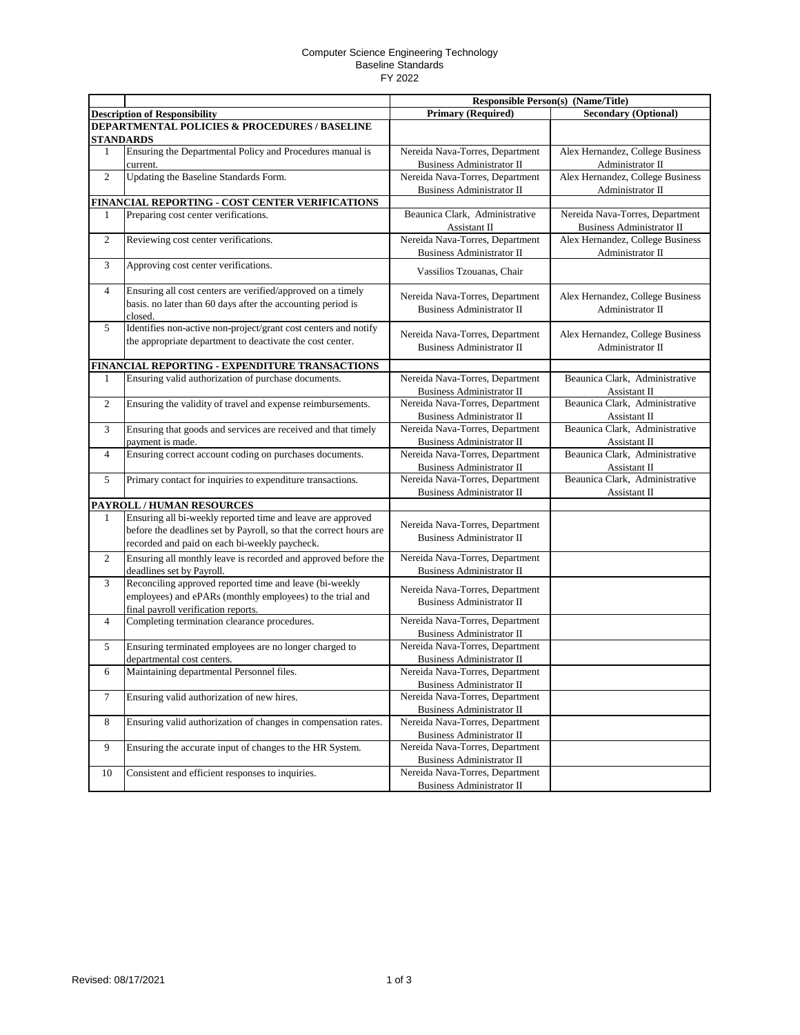Computer Science Engineering Technology
Baseline Standards
FY 2022

| | | Responsible Person(s) (Name/Title) | |
|---|---|---|---|
| **Description of Responsibility** | | **Primary (Required)** | **Secondary (Optional)** |
| **DEPARTMENTAL POLICIES & PROCEDURES / BASELINE STANDARDS** | | | |
| 1 | Ensuring the Departmental Policy and Procedures manual is current. | Nereida Nava-Torres, Department Business Administrator II | Alex Hernandez, College Business Administrator II |
| 2 | Updating the Baseline Standards Form. | Nereida Nava-Torres, Department Business Administrator II | Alex Hernandez, College Business Administrator II |
| **FINANCIAL REPORTING - COST CENTER VERIFICATIONS** | | | |
| 1 | Preparing cost center verifications. | Beaunica Clark, Administrative Assistant II | Nereida Nava-Torres, Department Business Administrator II |
| 2 | Reviewing cost center verifications. | Nereida Nava-Torres, Department Business Administrator II | Alex Hernandez, College Business Administrator II |
| 3 | Approving cost center verifications. | Vassilios Tzouanas, Chair | |
| 4 | Ensuring all cost centers are verified/approved on a timely basis. no later than 60 days after the accounting period is closed. | Nereida Nava-Torres, Department Business Administrator II | Alex Hernandez, College Business Administrator II |
| 5 | Identifies non-active non-project/grant cost centers and notify the appropriate department to deactivate the cost center. | Nereida Nava-Torres, Department Business Administrator II | Alex Hernandez, College Business Administrator II |
| **FINANCIAL REPORTING - EXPENDITURE TRANSACTIONS** | | | |
| 1 | Ensuring valid authorization of purchase documents. | Nereida Nava-Torres, Department Business Administrator II | Beaunica Clark, Administrative Assistant II |
| 2 | Ensuring the validity of travel and expense reimbursements. | Nereida Nava-Torres, Department Business Administrator II | Beaunica Clark, Administrative Assistant II |
| 3 | Ensuring that goods and services are received and that timely payment is made. | Nereida Nava-Torres, Department Business Administrator II | Beaunica Clark, Administrative Assistant II |
| 4 | Ensuring correct account coding on purchases documents. | Nereida Nava-Torres, Department Business Administrator II | Beaunica Clark, Administrative Assistant II |
| 5 | Primary contact for inquiries to expenditure transactions. | Nereida Nava-Torres, Department Business Administrator II | Beaunica Clark, Administrative Assistant II |
| **PAYROLL / HUMAN RESOURCES** | | | |
| 1 | Ensuring all bi-weekly reported time and leave are approved before the deadlines set by Payroll, so that the correct hours are recorded and paid on each bi-weekly paycheck. | Nereida Nava-Torres, Department Business Administrator II | |
| 2 | Ensuring all monthly leave is recorded and approved before the deadlines set by Payroll. | Nereida Nava-Torres, Department Business Administrator II | |
| 3 | Reconciling approved reported time and leave (bi-weekly employees) and ePARs (monthly employees) to the trial and final payroll verification reports. | Nereida Nava-Torres, Department Business Administrator II | |
| 4 | Completing termination clearance procedures. | Nereida Nava-Torres, Department Business Administrator II | |
| 5 | Ensuring terminated employees are no longer charged to departmental cost centers. | Nereida Nava-Torres, Department Business Administrator II | |
| 6 | Maintaining departmental Personnel files. | Nereida Nava-Torres, Department Business Administrator II | |
| 7 | Ensuring valid authorization of new hires. | Nereida Nava-Torres, Department Business Administrator II | |
| 8 | Ensuring valid authorization of changes in compensation rates. | Nereida Nava-Torres, Department Business Administrator II | |
| 9 | Ensuring the accurate input of changes to the HR System. | Nereida Nava-Torres, Department Business Administrator II | |
| 10 | Consistent and efficient responses to inquiries. | Nereida Nava-Torres, Department Business Administrator II | |

Revised: 08/17/2021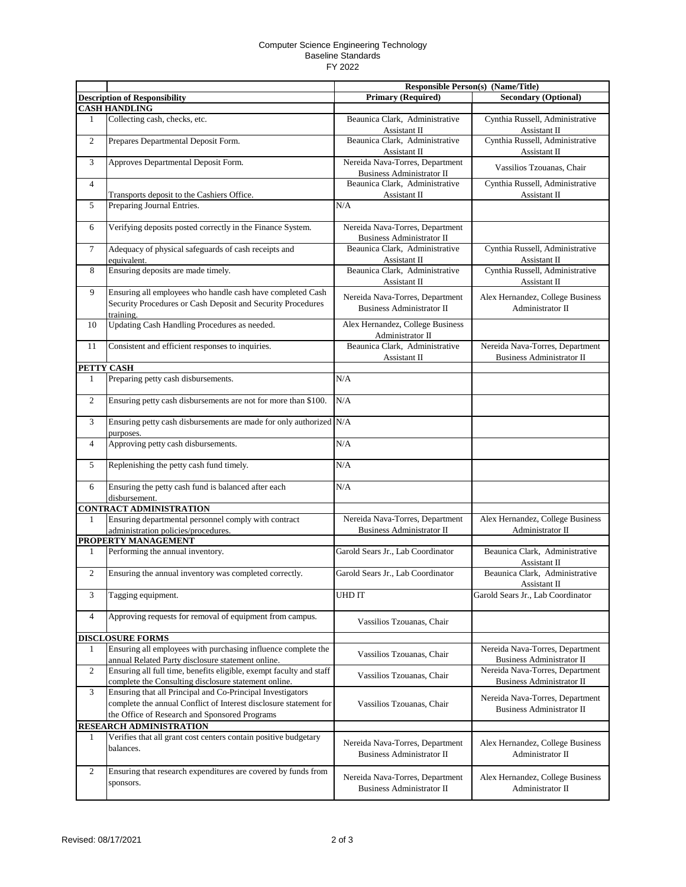Computer Science Engineering Technology
Baseline Standards
FY 2022

| | | Responsible Person(s) (Name/Title) | |
|---|---|---|---|
| **Description of Responsibility** | | **Primary (Required)** | **Secondary (Optional)** |
| **CASH HANDLING** | | | |
| 1 | Collecting cash, checks, etc. | Beaunica Clark, Administrative Assistant II | Cynthia Russell, Administrative Assistant II |
| 2 | Prepares Departmental Deposit Form. | Beaunica Clark, Administrative Assistant II | Cynthia Russell, Administrative Assistant II |
| 3 | Approves Departmental Deposit Form. | Nereida Nava-Torres, Department Business Administrator II | Vassilios Tzouanas, Chair |
| 4 | Transports deposit to the Cashiers Office. | Beaunica Clark, Administrative Assistant II | Cynthia Russell, Administrative Assistant II |
| 5 | Preparing Journal Entries. | N/A | |
| 6 | Verifying deposits posted correctly in the Finance System. | Nereida Nava-Torres, Department Business Administrator II | |
| 7 | Adequacy of physical safeguards of cash receipts and equivalent. | Beaunica Clark, Administrative Assistant II | Cynthia Russell, Administrative Assistant II |
| 8 | Ensuring deposits are made timely. | Beaunica Clark, Administrative Assistant II | Cynthia Russell, Administrative Assistant II |
| 9 | Ensuring all employees who handle cash have completed Cash Security Procedures or Cash Deposit and Security Procedures training. | Nereida Nava-Torres, Department Business Administrator II | Alex Hernandez, College Business Administrator II |
| 10 | Updating Cash Handling Procedures as needed. | Alex Hernandez, College Business Administrator II | |
| 11 | Consistent and efficient responses to inquiries. | Beaunica Clark, Administrative Assistant II | Nereida Nava-Torres, Department Business Administrator II |
| **PETTY CASH** | | | |
| 1 | Preparing petty cash disbursements. | N/A | |
| 2 | Ensuring petty cash disbursements are not for more than $100. | N/A | |
| 3 | Ensuring petty cash disbursements are made for only authorized purposes. | N/A | |
| 4 | Approving petty cash disbursements. | N/A | |
| 5 | Replenishing the petty cash fund timely. | N/A | |
| 6 | Ensuring the petty cash fund is balanced after each disbursement. | N/A | |
| **CONTRACT ADMINISTRATION** | | | |
| 1 | Ensuring departmental personnel comply with contract administration policies/procedures. | Nereida Nava-Torres, Department Business Administrator II | Alex Hernandez, College Business Administrator II |
| **PROPERTY MANAGEMENT** | | | |
| 1 | Performing the annual inventory. | Garold Sears Jr., Lab Coordinator | Beaunica Clark, Administrative Assistant II |
| 2 | Ensuring the annual inventory was completed correctly. | Garold Sears Jr., Lab Coordinator | Beaunica Clark, Administrative Assistant II |
| 3 | Tagging equipment. | UHD IT | Garold Sears Jr., Lab Coordinator |
| 4 | Approving requests for removal of equipment from campus. | Vassilios Tzouanas, Chair | |
| **DISCLOSURE FORMS** | | | |
| 1 | Ensuring all employees with purchasing influence complete the annual Related Party disclosure statement online. | Vassilios Tzouanas, Chair | Nereida Nava-Torres, Department Business Administrator II |
| 2 | Ensuring all full time, benefits eligible, exempt faculty and staff complete the Consulting disclosure statement online. | Vassilios Tzouanas, Chair | Nereida Nava-Torres, Department Business Administrator II |
| 3 | Ensuring that all Principal and Co-Principal Investigators complete the annual Conflict of Interest disclosure statement for the Office of Research and Sponsored Programs | Vassilios Tzouanas, Chair | Nereida Nava-Torres, Department Business Administrator II |
| **RESEARCH ADMINISTRATION** | | | |
| 1 | Verifies that all grant cost centers contain positive budgetary balances. | Nereida Nava-Torres, Department Business Administrator II | Alex Hernandez, College Business Administrator II |
| 2 | Ensuring that research expenditures are covered by funds from sponsors. | Nereida Nava-Torres, Department Business Administrator II | Alex Hernandez, College Business Administrator II |

Revised: 08/17/2021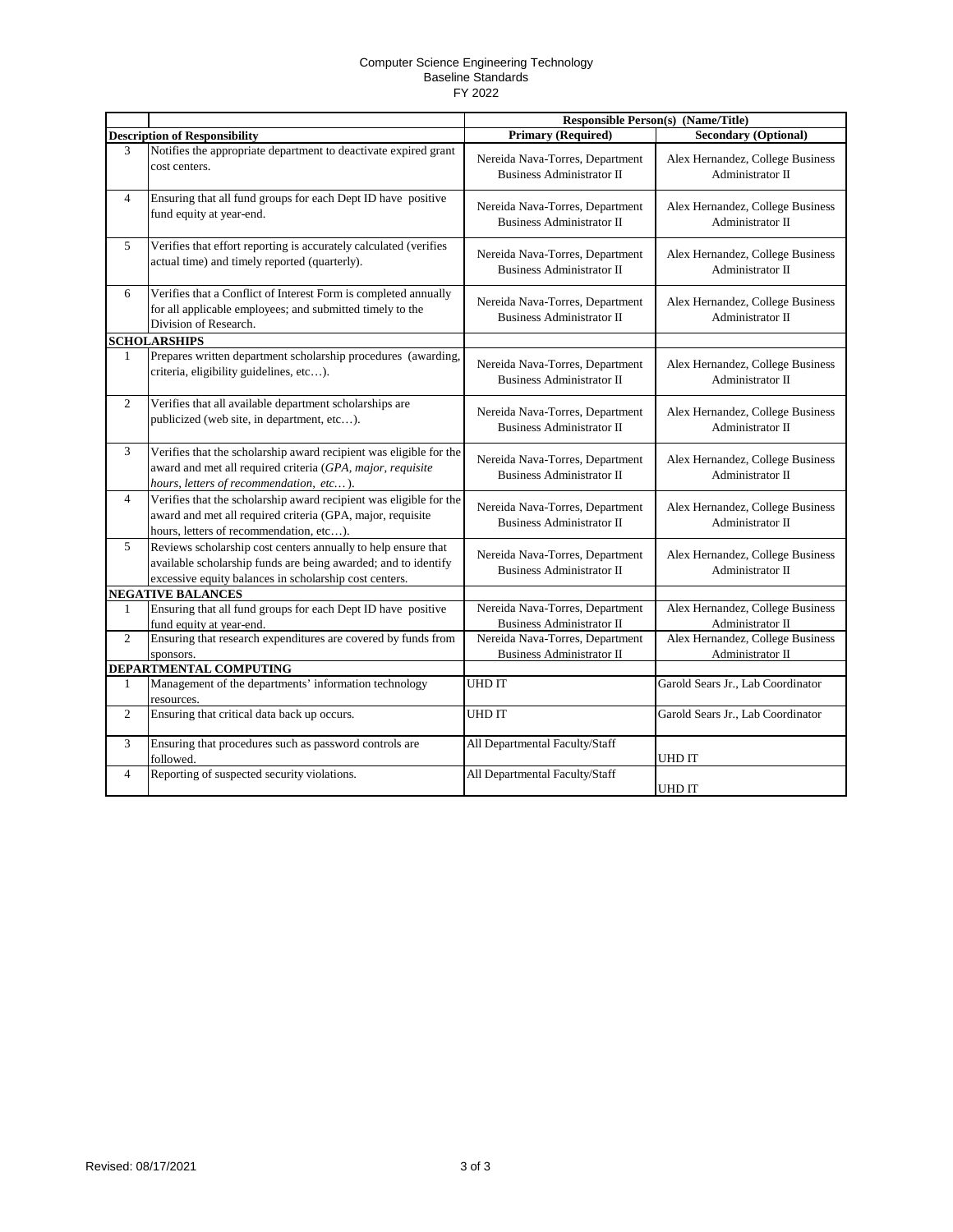Computer Science Engineering Technology
Baseline Standards
FY 2022

| | | Responsible Person(s) (Name/Title) | |
|---|---|---|---|
| **Description of Responsibility** | | **Primary (Required)** | **Secondary (Optional)** |
| 3 | Notifies the appropriate department to deactivate expired grant cost centers. | Nereida Nava-Torres, Department Business Administrator II | Alex Hernandez, College Business Administrator II |
| 4 | Ensuring that all fund groups for each Dept ID have positive fund equity at year-end. | Nereida Nava-Torres, Department Business Administrator II | Alex Hernandez, College Business Administrator II |
| 5 | Verifies that effort reporting is accurately calculated (verifies actual time) and timely reported (quarterly). | Nereida Nava-Torres, Department Business Administrator II | Alex Hernandez, College Business Administrator II |
| 6 | Verifies that a Conflict of Interest Form is completed annually for all applicable employees; and submitted timely to the Division of Research. | Nereida Nava-Torres, Department Business Administrator II | Alex Hernandez, College Business Administrator II |
| **SCHOLARSHIPS** | | | |
| 1 | Prepares written department scholarship procedures (awarding, criteria, eligibility guidelines, etc…). | Nereida Nava-Torres, Department Business Administrator II | Alex Hernandez, College Business Administrator II |
| 2 | Verifies that all available department scholarships are publicized (web site, in department, etc…). | Nereida Nava-Torres, Department Business Administrator II | Alex Hernandez, College Business Administrator II |
| 3 | Verifies that the scholarship award recipient was eligible for the award and met all required criteria (*GPA, major, requisite hours, letters of recommendation, etc…*). | Nereida Nava-Torres, Department Business Administrator II | Alex Hernandez, College Business Administrator II |
| 4 | Verifies that the scholarship award recipient was eligible for the award and met all required criteria (GPA, major, requisite hours, letters of recommendation, etc…). | Nereida Nava-Torres, Department Business Administrator II | Alex Hernandez, College Business Administrator II |
| 5 | Reviews scholarship cost centers annually to help ensure that available scholarship funds are being awarded; and to identify excessive equity balances in scholarship cost centers. | Nereida Nava-Torres, Department Business Administrator II | Alex Hernandez, College Business Administrator II |
| **NEGATIVE BALANCES** | | | |
| 1 | Ensuring that all fund groups for each Dept ID have positive fund equity at year-end. | Nereida Nava-Torres, Department Business Administrator II | Alex Hernandez, College Business Administrator II |
| 2 | Ensuring that research expenditures are covered by funds from sponsors. | Nereida Nava-Torres, Department Business Administrator II | Alex Hernandez, College Business Administrator II |
| **DEPARTMENTAL COMPUTING** | | | |
| 1 | Management of the departments' information technology resources. | UHD IT | Garold Sears Jr., Lab Coordinator |
| 2 | Ensuring that critical data back up occurs. | UHD IT | Garold Sears Jr., Lab Coordinator |
| 3 | Ensuring that procedures such as password controls are followed. | All Departmental Faculty/Staff | UHD IT |
| 4 | Reporting of suspected security violations. | All Departmental Faculty/Staff | UHD IT |

Revised: 08/17/2021